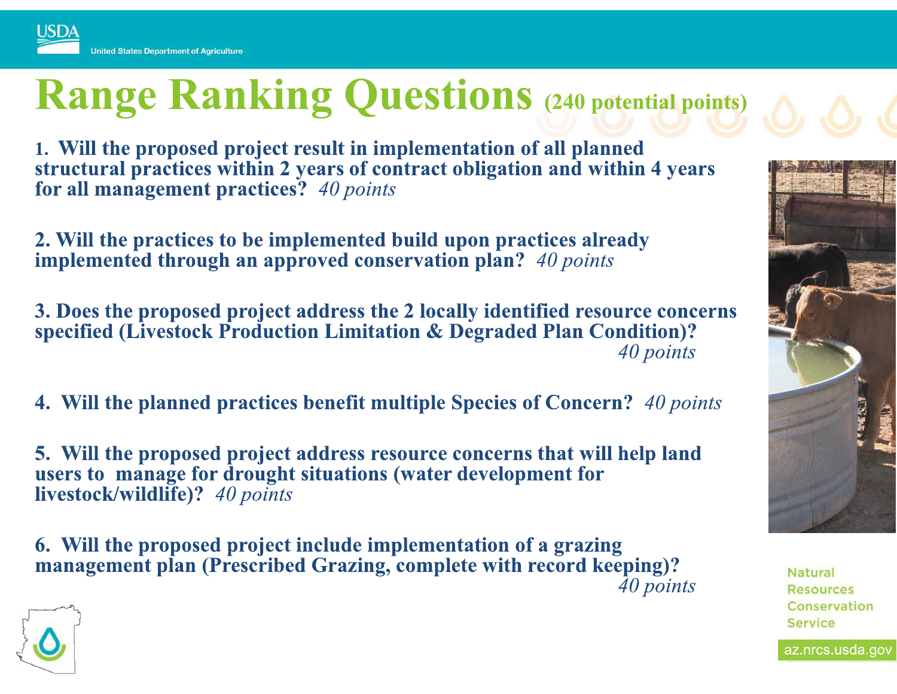# Range Ranking Questions (240 potential points)

1. **Will the proposed project result in implementation of all planned structural practices within 2 years of contract obligation and within 4 years for all management practices?** *40 points*

2. **Will the practices to be implemented build upon practices already implemented through an approved conservation plan?** *40 points*

3. **Does the proposed project address the 2 locally identified resource concerns specified (Livestock Production Limitation & Degraded Plan Condition)?** *40 points*

4. **Will the planned practices benefit multiple Species of Concern?** *40 points*

5. **Will the proposed project address resource concerns that will help land users to manage for drought situations (water development for livestock/wildlife)?** *40 points*

6. **Will the proposed project include implementation of a grazing management plan (Prescribed Grazing, complete with record keeping)?** *40 points*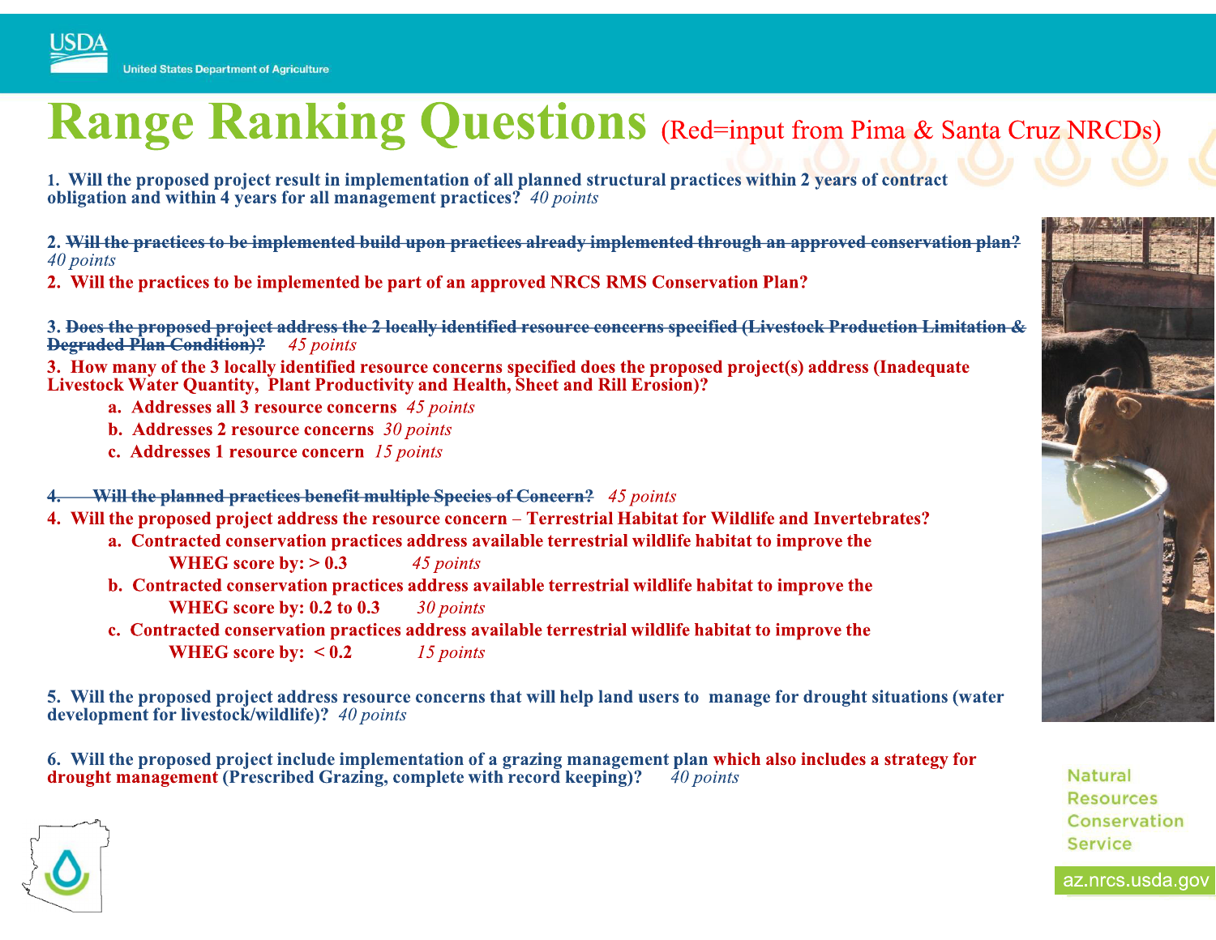# Range Ranking Questions (Red=input from Pima & Santa Cruz NRCDs)

**1. Will the proposed project result in implementation of all planned structural practices within 2 years of contract obligation and within 4 years for all management practices?** *40 points*

**2. ~~Will the practices to be implemented build upon practices already implemented through an approved conservation plan?~~** *40 points*

**2. Will the practices to be implemented be part of an approved NRCS RMS Conservation Plan?**

**3. ~~Does the proposed project address the 2 locally identified resource concerns specified (Livestock Production Limitation & Degraded Plan Condition)?~~** *45 points*

**3. How many of the 3 locally identified resource concerns specified does the proposed project(s) address (Inadequate Livestock Water Quantity, Plant Productivity and Health, Sheet and Rill Erosion)?**

- **a. Addresses all 3 resource concerns** *45 points*
- **b. Addresses 2 resource concerns** *30 points*
- **c. Addresses 1 resource concern** *15 points*

**4. ~~Will the planned practices benefit multiple Species of Concern?~~** *45 points*

**4. Will the proposed project address the resource concern – Terrestrial Habitat for Wildlife and Invertebrates?**

- **a. Contracted conservation practices address available terrestrial wildlife habitat to improve the WHEG score by: > 0.3** *45 points*
- **b. Contracted conservation practices address available terrestrial wildlife habitat to improve the WHEG score by: 0.2 to 0.3** *30 points*
- **c. Contracted conservation practices address available terrestrial wildlife habitat to improve the WHEG score by: < 0.2** *15 points*

**5. Will the proposed project address resource concerns that will help land users to manage for drought situations (water development for livestock/wildlife)?** *40 points*

**6. Will the proposed project include implementation of a grazing management plan which also includes a strategy for drought management (Prescribed Grazing, complete with record keeping)?** *40 points*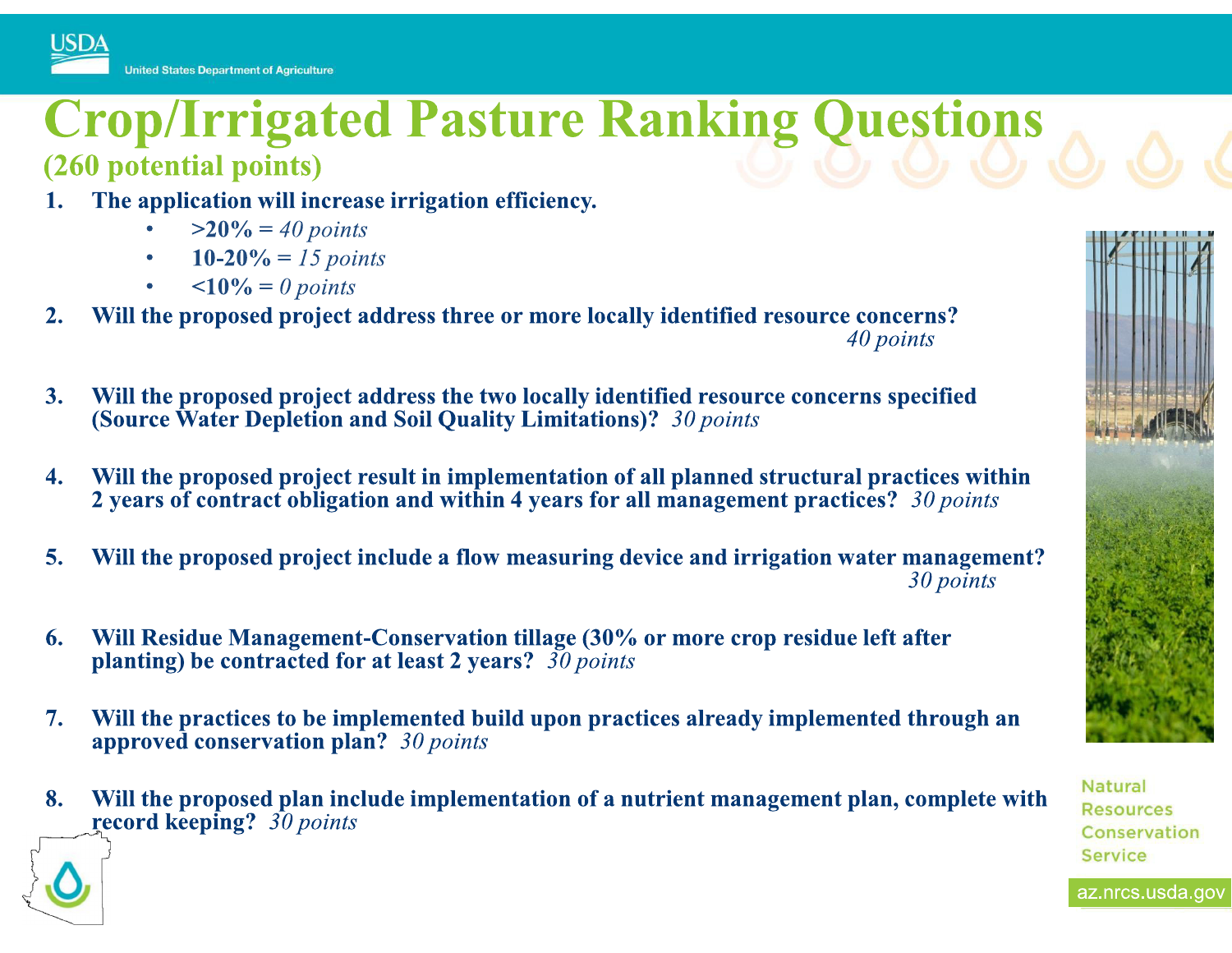# Crop/Irrigated Pasture Ranking Questions

## (260 potential points)

1. **The application will increase irrigation efficiency.**
   - **>20%** = *40 points*
   - **10-20%** = *15 points*
   - **<10%** = *0 points*
2. **Will the proposed project address three or more locally identified resource concerns?** *40 points*
3. **Will the proposed project address the two locally identified resource concerns specified (Source Water Depletion and Soil Quality Limitations)?** *30 points*
4. **Will the proposed project result in implementation of all planned structural practices within 2 years of contract obligation and within 4 years for all management practices?** *30 points*
5. **Will the proposed project include a flow measuring device and irrigation water management?** *30 points*
6. **Will Residue Management-Conservation tillage (30% or more crop residue left after planting) be contracted for at least 2 years?** *30 points*
7. **Will the practices to be implemented build upon practices already implemented through an approved conservation plan?** *30 points*
8. **Will the proposed plan include implementation of a nutrient management plan, complete with record keeping?** *30 points*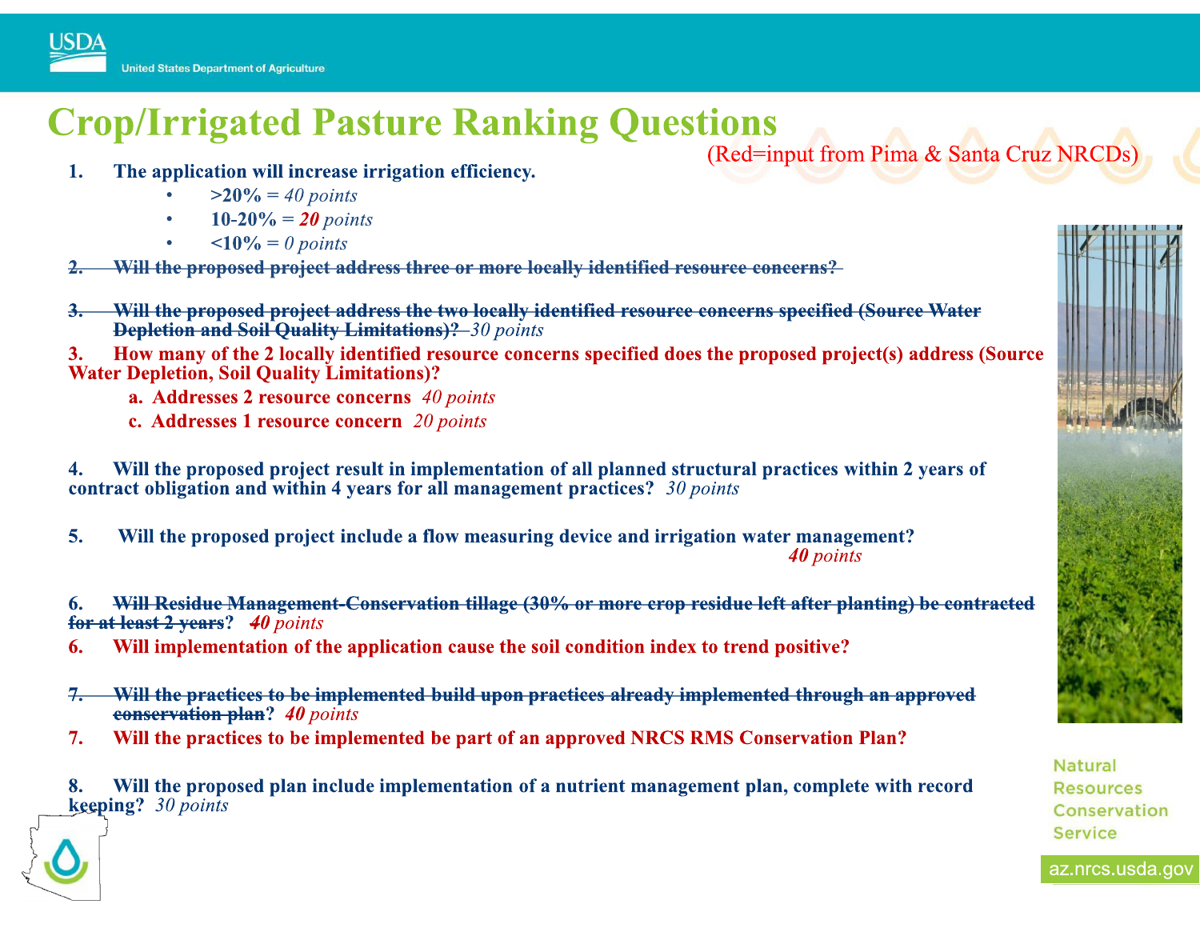# Crop/Irrigated Pasture Ranking Questions

(Red=input from Pima & Santa Cruz NRCDs)

1. **The application will increase irrigation efficiency.**
   - **>20%** = *40 points*
   - **10-20%** = ***20*** *points*
   - **<10%** = *0 points*

2. ~~**Will the proposed project address three or more locally identified resource concerns?**~~

3. ~~**Will the proposed project address the two locally identified resource concerns specified (Source Water Depletion and Soil Quality Limitations)?**~~ *30 points*

3. **How many of the 2 locally identified resource concerns specified does the proposed project(s) address (Source Water Depletion, Soil Quality Limitations)?**
   - a. **Addresses 2 resource concerns** *40 points*
   - c. **Addresses 1 resource concern** *20 points*

4. **Will the proposed project result in implementation of all planned structural practices within 2 years of contract obligation and within 4 years for all management practices?** *30 points*

5. **Will the proposed project include a flow measuring device and irrigation water management?** ***40 points***

6. ~~**Will Residue Management-Conservation tillage (30% or more crop residue left after planting) be contracted for at least 2 years**~~**?** ***40*** *points*

6. **Will implementation of the application cause the soil condition index to trend positive?**

7. ~~**Will the practices to be implemented build upon practices already implemented through an approved conservation plan**~~**?** *40 points*

7. **Will the practices to be implemented be part of an approved NRCS RMS Conservation Plan?**

8. **Will the proposed plan include implementation of a nutrient management plan, complete with record keeping?** *30 points*